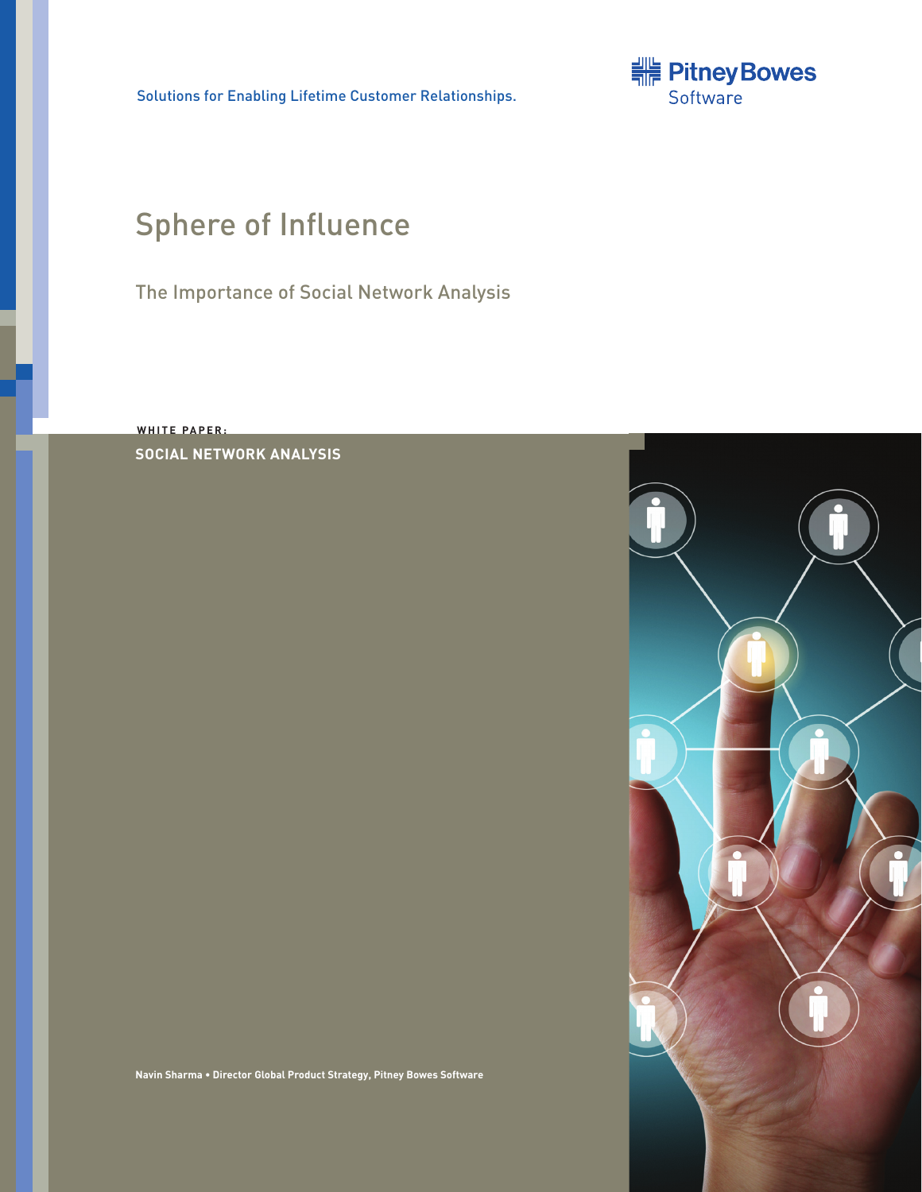Solutions for Enabling Lifetime Customer Relationships.

Pitney Bowes Software

# Sphere of Influence

## The Importance of Social Network Analysis

**WHITE PAPER:**

**SOCIAL NETWORK ANALYSIS**

**Navin Sharma • Director Global Product Strategy, Pitney Bowes Software**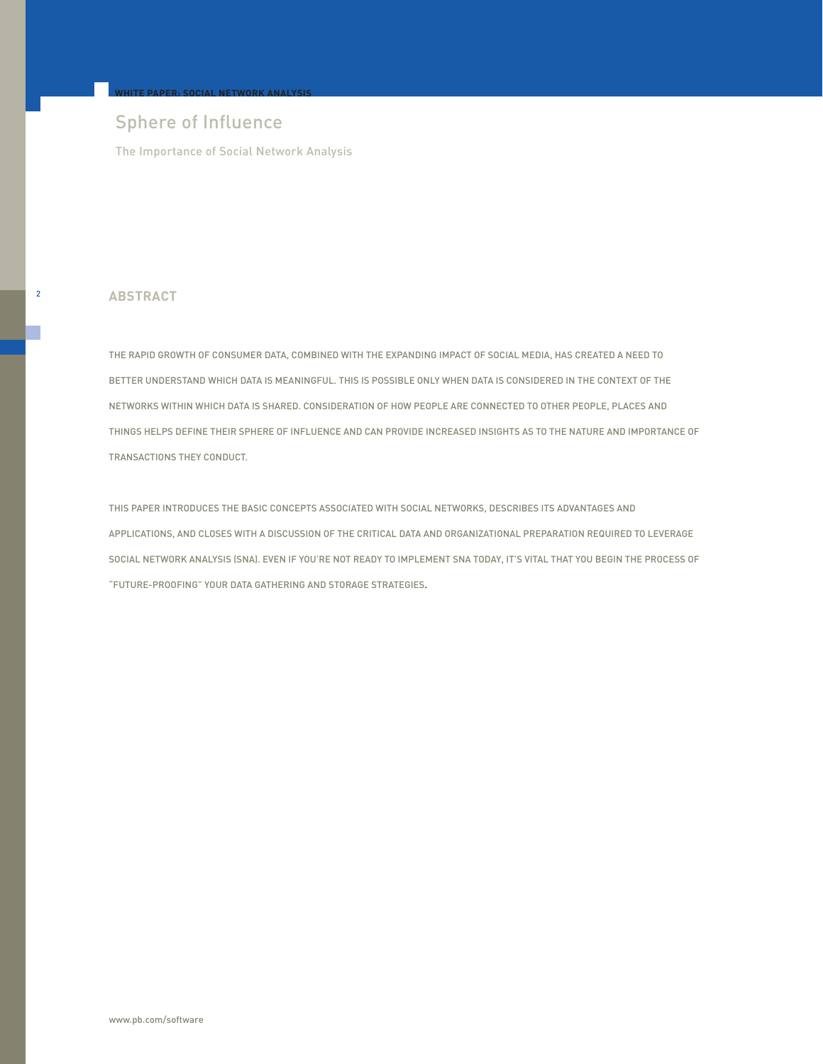## ABSTRACT

THE RAPID GROWTH OF CONSUMER DATA, COMBINED WITH THE EXPANDING IMPACT OF SOCIAL MEDIA, HAS CREATED A NEED TO BETTER UNDERSTAND WHICH DATA IS MEANINGFUL. THIS IS POSSIBLE ONLY WHEN DATA IS CONSIDERED IN THE CONTEXT OF THE NETWORKS WITHIN WHICH DATA IS SHARED. CONSIDERATION OF HOW PEOPLE ARE CONNECTED TO OTHER PEOPLE, PLACES AND THINGS HELPS DEFINE THEIR SPHERE OF INFLUENCE AND CAN PROVIDE INCREASED INSIGHTS AS TO THE NATURE AND IMPORTANCE OF TRANSACTIONS THEY CONDUCT.

THIS PAPER INTRODUCES THE BASIC CONCEPTS ASSOCIATED WITH SOCIAL NETWORKS, DESCRIBES ITS ADVANTAGES AND APPLICATIONS, AND CLOSES WITH A DISCUSSION OF THE CRITICAL DATA AND ORGANIZATIONAL PREPARATION REQUIRED TO LEVERAGE SOCIAL NETWORK ANALYSIS (SNA). EVEN IF YOU'RE NOT READY TO IMPLEMENT SNA TODAY, IT'S VITAL THAT YOU BEGIN THE PROCESS OF "FUTURE-PROOFING" YOUR DATA GATHERING AND STORAGE STRATEGIES.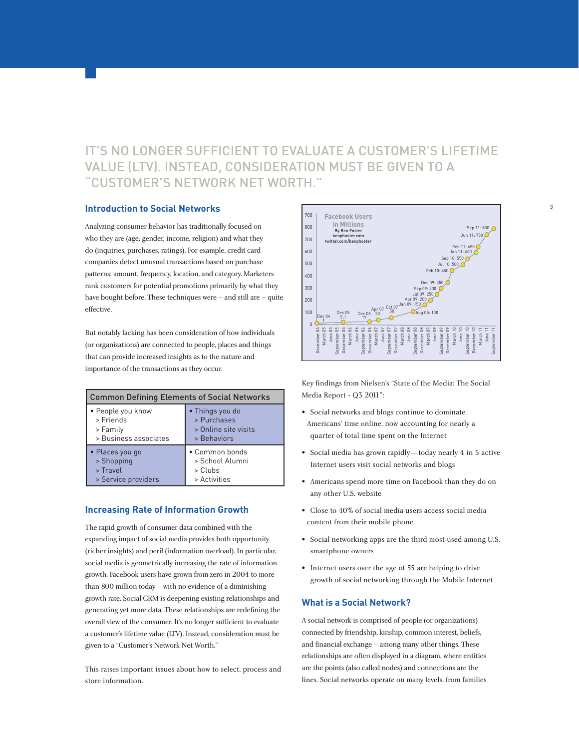## IT'S NO LONGER SUFFICIENT TO EVALUATE A CUSTOMER'S LIFETIME VALUE (LTV). INSTEAD, CONSIDERATION MUST BE GIVEN TO A "CUSTOMER'S NETWORK NET WORTH."

### Introduction to Social Networks

Analyzing consumer behavior has traditionally focused on who they are (age, gender, income, religion) and what they do (inquiries, purchases, ratings). For example, credit card companies detect unusual transactions based on purchase patterns: amount, frequency, location, and category. Marketers rank customers for potential promotions primarily by what they have bought before. These techniques were – and still are – quite effective.

But notably lacking has been consideration of how individuals (or organizations) are connected to people, places and things that can provide increased insights as to the nature and importance of the transactions as they occur.

| Common Defining Elements of Social Networks | |
|---|---|
| • People you know<br>> Friends<br>> Family<br>> Business associates | • Things you do<br>> Purchases<br>> Online site visits<br>> Behaviors |
| • Places you go<br>> Shopping<br>> Travel<br>> Service providers | • Common bonds<br>> School Alumni<br>> Clubs<br>> Activities |

### Increasing Rate of Information Growth

The rapid growth of consumer data combined with the expanding impact of social media provides both opportunity (richer insights) and peril (information overload). In particular, social media is geometrically increasing the rate of information growth. Facebook users have grown from zero in 2004 to more than 800 million today – with no evidence of a diminishing growth rate. Social CRM is deepening existing relationships and generating yet more data. These relationships are redefining the overall view of the consumer. It's no longer sufficient to evaluate a customer's lifetime value (LTV). Instead, consideration must be given to a "Customer's Network Net Worth."

This raises important issues about how to select, process and store information.

**Facebook Users in Millions**
By Ben Foster
benphoster.com
twitter.com/benphoster

| Date | Users (millions) |
|---|---|
| Dec 04 | 1 |
| Dec 05 | 5.1 |
| Dec 06 | 17 |
| Apr 07 | 20 |
| Oct 07 | 50 |
| Aug 08 | 100 |
| Jan 09 | 150 |
| Apr 09 | 200 |
| Jul 09 | 250 |
| Sep 09 | 300 |
| Dec 09 | 350 |
| Feb 10 | 450 |
| Jul 10 | 500 |
| Sep 10 | 550 |
| Jan 11 | 600 |
| Feb 11 | 650 |
| Jun 11 | 750 |
| Sep 11 | 800 |

Key findings from Nielsen's "State of the Media: The Social Media Report - Q3 2011":

- Social networks and blogs continue to dominate Americans' time online, now accounting for nearly a quarter of total time spent on the Internet
- Social media has grown rapidly—today nearly 4 in 5 active Internet users visit social networks and blogs
- Americans spend more time on Facebook than they do on any other U.S. website
- Close to 40% of social media users access social media content from their mobile phone
- Social networking apps are the third most-used among U.S. smartphone owners
- Internet users over the age of 55 are helping to drive growth of social networking through the Mobile Internet

### What is a Social Network?

A social network is comprised of people (or organizations) connected by friendship, kinship, common interest, beliefs, and financial exchange – among many other things. These relationships are often displayed in a diagram, where entities are the points (also called nodes) and connections are the lines. Social networks operate on many levels, from families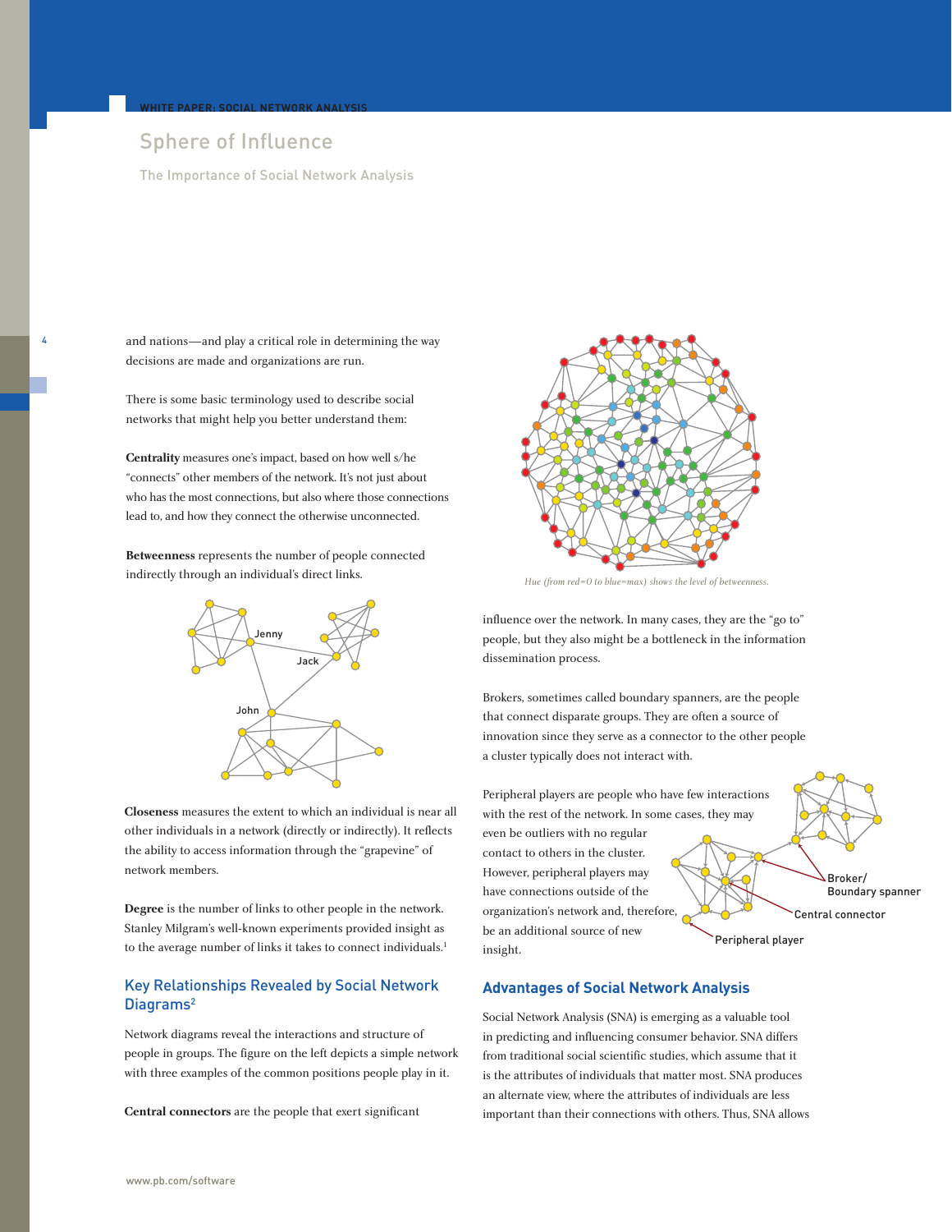and nations—and play a critical role in determining the way decisions are made and organizations are run.

There is some basic terminology used to describe social networks that might help you better understand them:

**Centrality** measures one's impact, based on how well s/he "connects" other members of the network. It's not just about who has the most connections, but also where those connections lead to, and how they connect the otherwise unconnected.

**Betweenness** represents the number of people connected indirectly through an individual's direct links.

**Closeness** measures the extent to which an individual is near all other individuals in a network (directly or indirectly). It reflects the ability to access information through the "grapevine" of network members.

**Degree** is the number of links to other people in the network. Stanley Milgram's well-known experiments provided insight as to the average number of links it takes to connect individuals.[1]

## Key Relationships Revealed by Social Network Diagrams[2]

Network diagrams reveal the interactions and structure of people in groups. The figure on the left depicts a simple network with three examples of the common positions people play in it.

**Central connectors** are the people that exert significant influence over the network. In many cases, they are the "go to" people, but they also might be a bottleneck in the information dissemination process.

*Hue (from red=0 to blue=max) shows the level of betweenness.*

Brokers, sometimes called boundary spanners, are the people that connect disparate groups. They are often a source of innovation since they serve as a connector to the other people a cluster typically does not interact with.

Peripheral players are people who have few interactions with the rest of the network. In some cases, they may even be outliers with no regular contact to others in the cluster. However, peripheral players may have connections outside of the organization's network and, therefore, be an additional source of new insight.

## Advantages of Social Network Analysis

Social Network Analysis (SNA) is emerging as a valuable tool in predicting and influencing consumer behavior. SNA differs from traditional social scientific studies, which assume that it is the attributes of individuals that matter most. SNA produces an alternate view, where the attributes of individuals are less important than their connections with others. Thus, SNA allows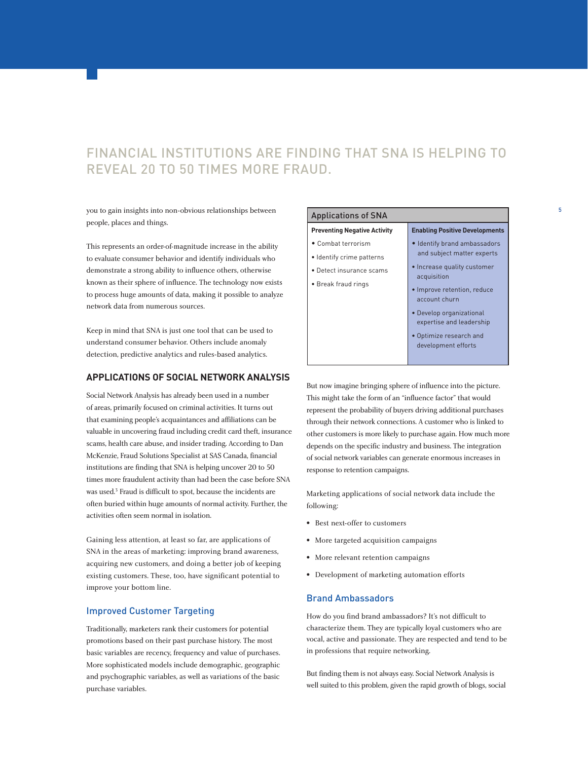## FINANCIAL INSTITUTIONS ARE FINDING THAT SNA IS HELPING TO REVEAL 20 TO 50 TIMES MORE FRAUD.

you to gain insights into non-obvious relationships between people, places and things.

This represents an order-of-magnitude increase in the ability to evaluate consumer behavior and identify individuals who demonstrate a strong ability to influence others, otherwise known as their sphere of influence. The technology now exists to process huge amounts of data, making it possible to analyze network data from numerous sources.

Keep in mind that SNA is just one tool that can be used to understand consumer behavior. Others include anomaly detection, predictive analytics and rules-based analytics.

### APPLICATIONS OF SOCIAL NETWORK ANALYSIS

Social Network Analysis has already been used in a number of areas, primarily focused on criminal activities. It turns out that examining people's acquaintances and affiliations can be valuable in uncovering fraud including credit card theft, insurance scams, health care abuse, and insider trading. According to Dan McKenzie, Fraud Solutions Specialist at SAS Canada, financial institutions are finding that SNA is helping uncover 20 to 50 times more fraudulent activity than had been the case before SNA was used.[3] Fraud is difficult to spot, because the incidents are often buried within huge amounts of normal activity. Further, the activities often seem normal in isolation.

Gaining less attention, at least so far, are applications of SNA in the areas of marketing: improving brand awareness, acquiring new customers, and doing a better job of keeping existing customers. These, too, have significant potential to improve your bottom line.

#### Improved Customer Targeting

Traditionally, marketers rank their customers for potential promotions based on their past purchase history. The most basic variables are recency, frequency and value of purchases. More sophisticated models include demographic, geographic and psychographic variables, as well as variations of the basic purchase variables.

| Applications of SNA | |
|---|---|
| **Preventing Negative Activity** | **Enabling Positive Developments** |
| • Combat terrorism<br>• Identify crime patterns<br>• Detect insurance scams<br>• Break fraud rings | • Identify brand ambassadors and subject matter experts<br>• Increase quality customer acquisition<br>• Improve retention, reduce account churn<br>• Develop organizational expertise and leadership<br>• Optimize research and development efforts |

But now imagine bringing sphere of influence into the picture. This might take the form of an "influence factor" that would represent the probability of buyers driving additional purchases through their network connections. A customer who is linked to other customers is more likely to purchase again. How much more depends on the specific industry and business. The integration of social network variables can generate enormous increases in response to retention campaigns.

Marketing applications of social network data include the following:

- Best next-offer to customers
- More targeted acquisition campaigns
- More relevant retention campaigns
- Development of marketing automation efforts

#### Brand Ambassadors

How do you find brand ambassadors? It's not difficult to characterize them. They are typically loyal customers who are vocal, active and passionate. They are respected and tend to be in professions that require networking.

But finding them is not always easy. Social Network Analysis is well suited to this problem, given the rapid growth of blogs, social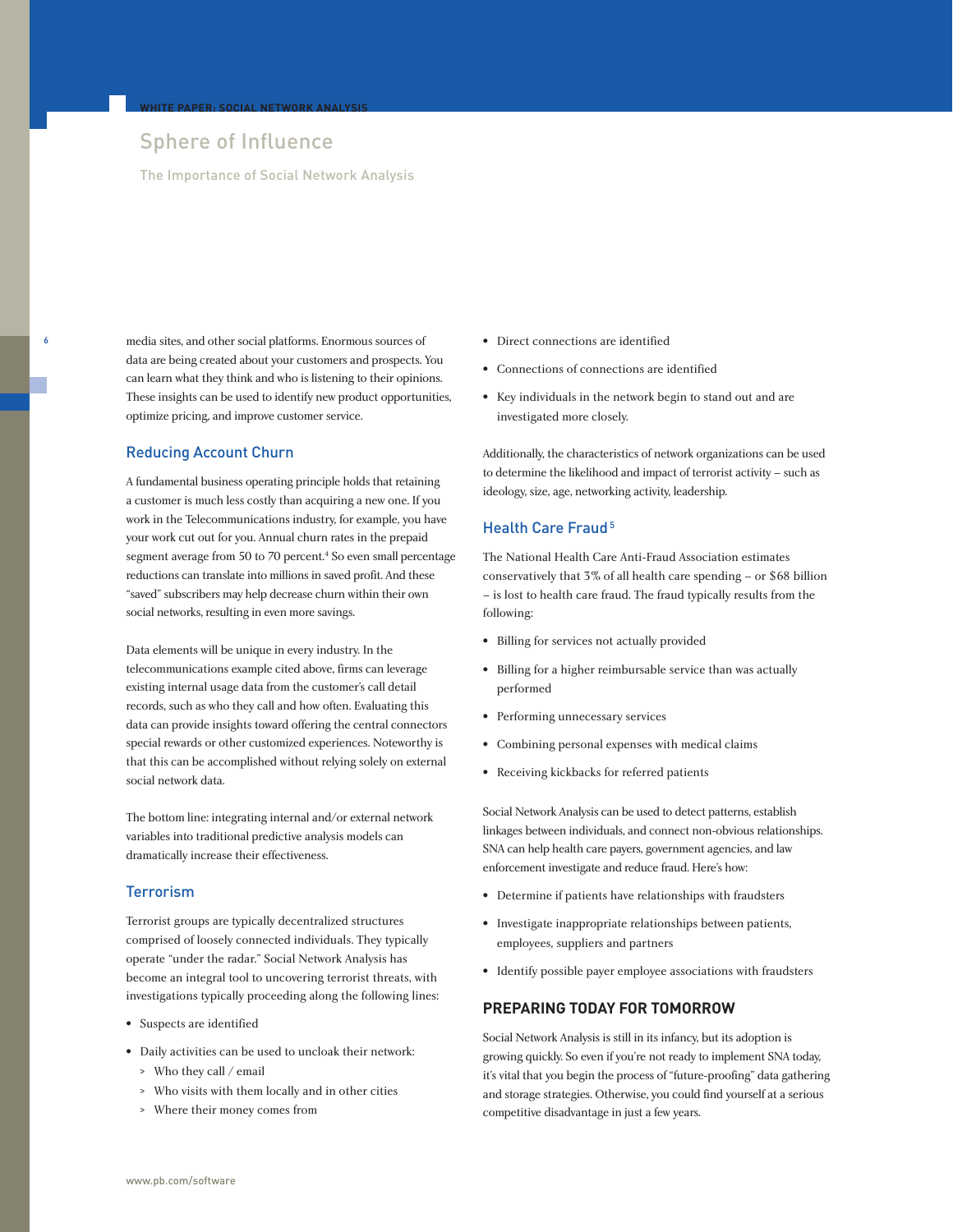media sites, and other social platforms. Enormous sources of data are being created about your customers and prospects. You can learn what they think and who is listening to their opinions. These insights can be used to identify new product opportunities, optimize pricing, and improve customer service.

### Reducing Account Churn

A fundamental business operating principle holds that retaining a customer is much less costly than acquiring a new one. If you work in the Telecommunications industry, for example, you have your work cut out for you. Annual churn rates in the prepaid segment average from 50 to 70 percent.[4] So even small percentage reductions can translate into millions in saved profit. And these "saved" subscribers may help decrease churn within their own social networks, resulting in even more savings.

Data elements will be unique in every industry. In the telecommunications example cited above, firms can leverage existing internal usage data from the customer's call detail records, such as who they call and how often. Evaluating this data can provide insights toward offering the central connectors special rewards or other customized experiences. Noteworthy is that this can be accomplished without relying solely on external social network data.

The bottom line: integrating internal and/or external network variables into traditional predictive analysis models can dramatically increase their effectiveness.

### Terrorism

Terrorist groups are typically decentralized structures comprised of loosely connected individuals. They typically operate "under the radar." Social Network Analysis has become an integral tool to uncovering terrorist threats, with investigations typically proceeding along the following lines:

- Suspects are identified
- Daily activities can be used to uncloak their network:
  - Who they call / email
  - Who visits with them locally and in other cities
  - Where their money comes from
- Direct connections are identified
- Connections of connections are identified
- Key individuals in the network begin to stand out and are investigated more closely.

Additionally, the characteristics of network organizations can be used to determine the likelihood and impact of terrorist activity – such as ideology, size, age, networking activity, leadership.

### Health Care Fraud[5]

The National Health Care Anti-Fraud Association estimates conservatively that 3% of all health care spending – or $68 billion – is lost to health care fraud. The fraud typically results from the following:

- Billing for services not actually provided
- Billing for a higher reimbursable service than was actually performed
- Performing unnecessary services
- Combining personal expenses with medical claims
- Receiving kickbacks for referred patients

Social Network Analysis can be used to detect patterns, establish linkages between individuals, and connect non-obvious relationships. SNA can help health care payers, government agencies, and law enforcement investigate and reduce fraud. Here's how:

- Determine if patients have relationships with fraudsters
- Investigate inappropriate relationships between patients, employees, suppliers and partners
- Identify possible payer employee associations with fraudsters

## PREPARING TODAY FOR TOMORROW

Social Network Analysis is still in its infancy, but its adoption is growing quickly. So even if you're not ready to implement SNA today, it's vital that you begin the process of "future-proofing" data gathering and storage strategies. Otherwise, you could find yourself at a serious competitive disadvantage in just a few years.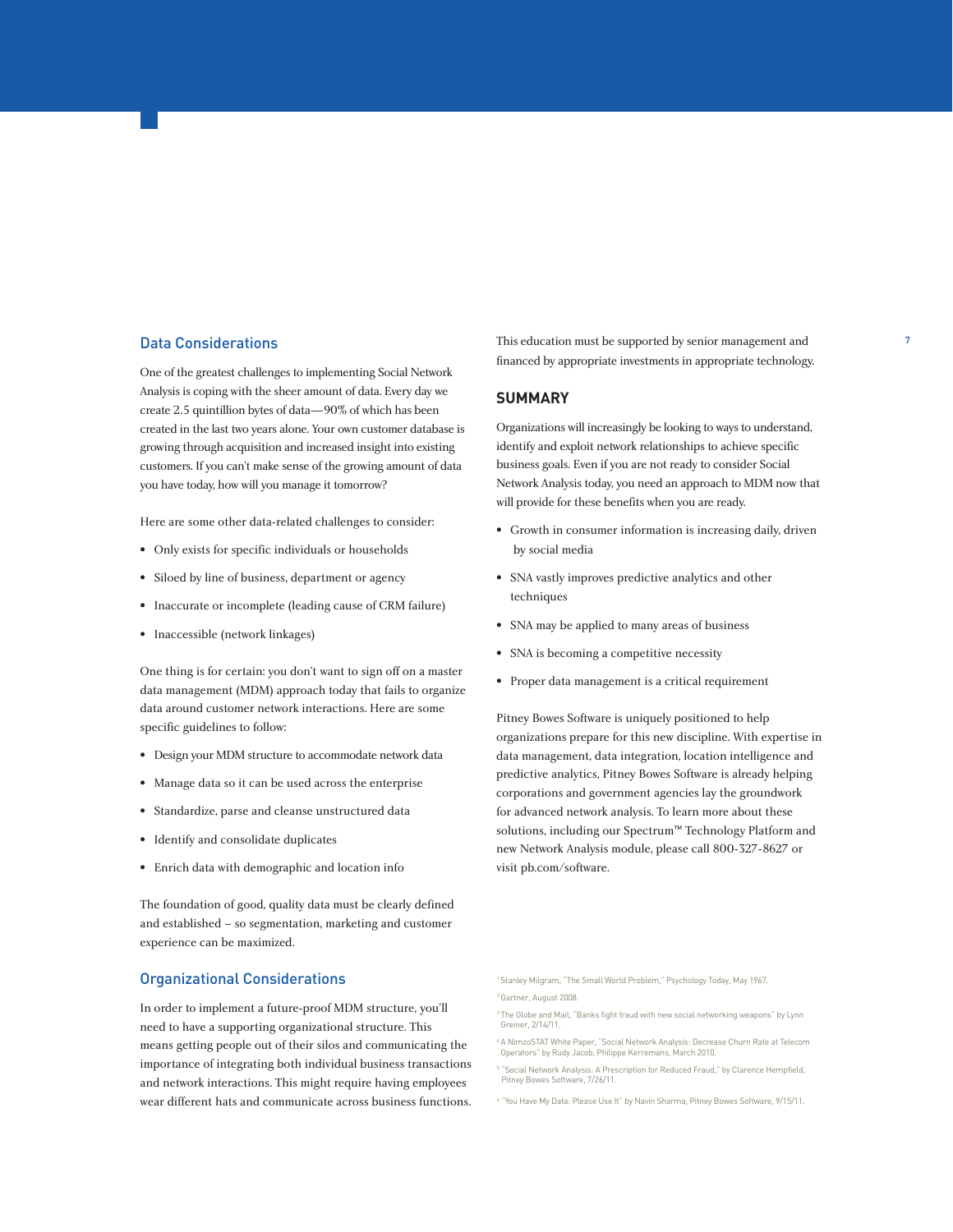## Data Considerations

One of the greatest challenges to implementing Social Network Analysis is coping with the sheer amount of data. Every day we create 2.5 quintillion bytes of data—90% of which has been created in the last two years alone. Your own customer database is growing through acquisition and increased insight into existing customers. If you can't make sense of the growing amount of data you have today, how will you manage it tomorrow?

Here are some other data-related challenges to consider:

- Only exists for specific individuals or households
- Siloed by line of business, department or agency
- Inaccurate or incomplete (leading cause of CRM failure)
- Inaccessible (network linkages)

One thing is for certain: you don't want to sign off on a master data management (MDM) approach today that fails to organize data around customer network interactions. Here are some specific guidelines to follow:

- Design your MDM structure to accommodate network data
- Manage data so it can be used across the enterprise
- Standardize, parse and cleanse unstructured data
- Identify and consolidate duplicates
- Enrich data with demographic and location info

The foundation of good, quality data must be clearly defined and established – so segmentation, marketing and customer experience can be maximized.

## Organizational Considerations

In order to implement a future-proof MDM structure, you'll need to have a supporting organizational structure. This means getting people out of their silos and communicating the importance of integrating both individual business transactions and network interactions. This might require having employees wear different hats and communicate across business functions. This education must be supported by senior management and financed by appropriate investments in appropriate technology.

## SUMMARY

Organizations will increasingly be looking to ways to understand, identify and exploit network relationships to achieve specific business goals. Even if you are not ready to consider Social Network Analysis today, you need an approach to MDM now that will provide for these benefits when you are ready.

- Growth in consumer information is increasing daily, driven by social media
- SNA vastly improves predictive analytics and other techniques
- SNA may be applied to many areas of business
- SNA is becoming a competitive necessity
- Proper data management is a critical requirement

Pitney Bowes Software is uniquely positioned to help organizations prepare for this new discipline. With expertise in data management, data integration, location intelligence and predictive analytics, Pitney Bowes Software is already helping corporations and government agencies lay the groundwork for advanced network analysis. To learn more about these solutions, including our Spectrum™ Technology Platform and new Network Analysis module, please call 800-327-8627 or visit pb.com/software.

[1] Stanley Milgram, "The Small World Problem," Psychology Today, May 1967.

[2] Gartner, August 2008.

[3] The Globe and Mail, "Banks fight fraud with new social networking weapons" by Lynn Greiner, 2/14/11.

[4] A NimzoSTAT White Paper, "Social Network Analysis: Decrease Churn Rate at Telecom Operators" by Rudy Jacob, Philippe Kerremans, March 2010.

[5] "Social Network Analysis: A Prescription for Reduced Fraud," by Clarence Hempfield, Pitney Bowes Software, 7/26/11.

[6] "You Have My Data: Please Use It" by Navin Sharma, Pitney Bowes Software, 9/15/11.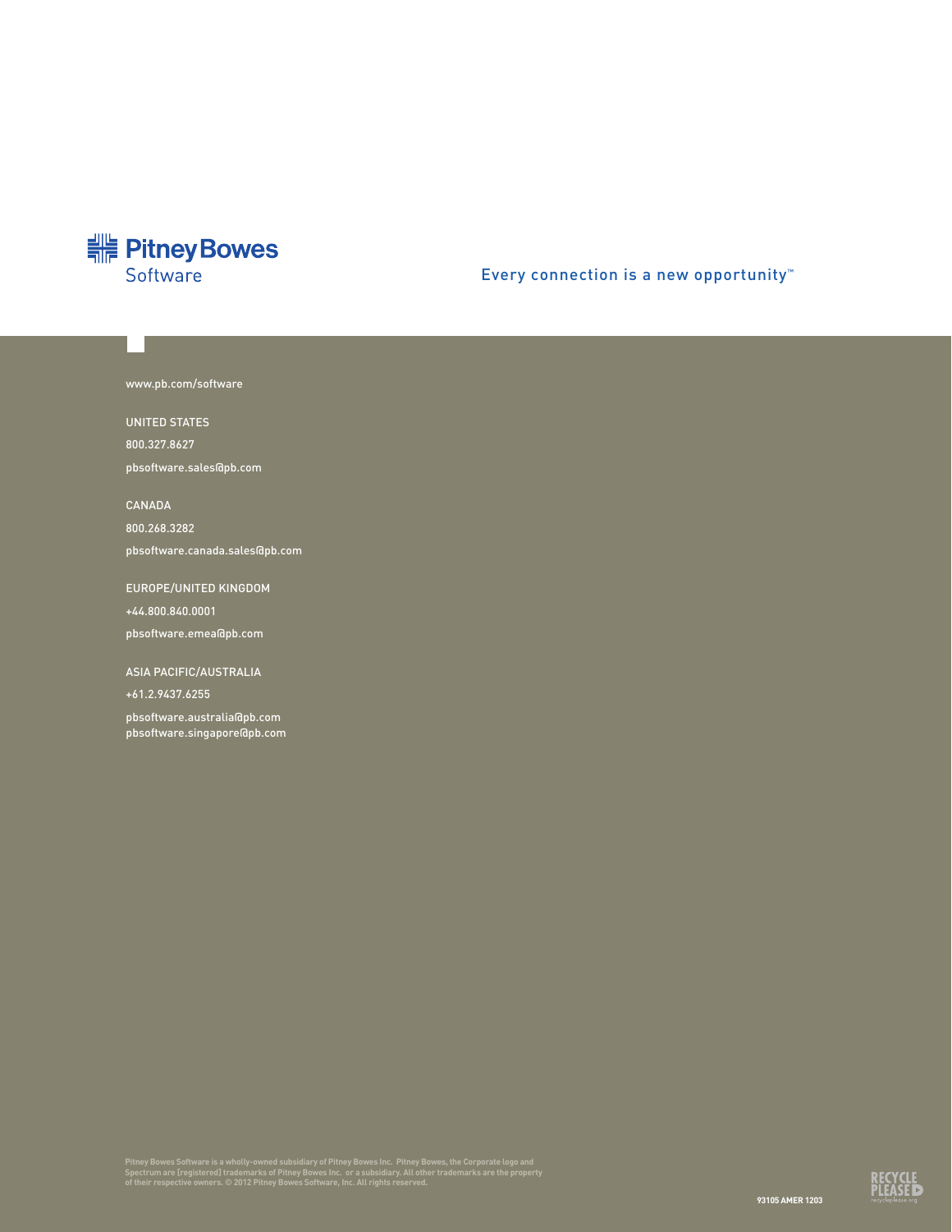Pitney Bowes
Software

Every connection is a new opportunity™

www.pb.com/software

UNITED STATES
800.327.8627
pbsoftware.sales@pb.com

CANADA
800.268.3282
pbsoftware.canada.sales@pb.com

EUROPE/UNITED KINGDOM
+44.800.840.0001
pbsoftware.emea@pb.com

ASIA PACIFIC/AUSTRALIA
+61.2.9437.6255
pbsoftware.australia@pb.com
pbsoftware.singapore@pb.com

Pitney Bowes Software is a wholly-owned subsidiary of Pitney Bowes Inc. Pitney Bowes, the Corporate logo and Spectrum are [registered] trademarks of Pitney Bowes Inc. or a subsidiary. All other trademarks are the property of their respective owners. © 2012 Pitney Bowes Software, Inc. All rights reserved.

93105 AMER 1203

RECYCLE PLEASED
recycleplease.org